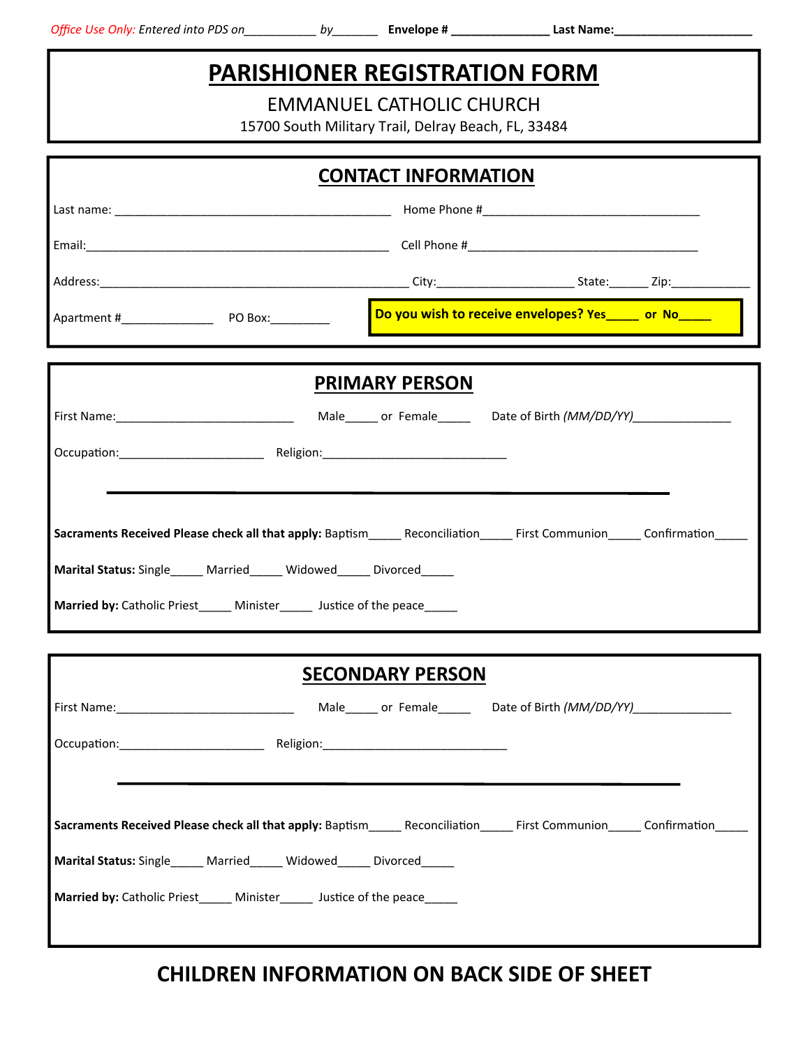*Office Use Only: Entered into PDS on*___________ *by*_______ **Envelope #** _______________ **Last Name:**_____________________

# PARISHIONER REGISTRATION FORM

EMMANUEL CATHOLIC CHURCH

15700 South Military Trail, Delray Beach, FL, 33484

## CONTACT INFORMATION

Last name: ____________________________________________ Home Phone #__________________________________

Email:________________________________________________ Cell Phone #___________________________________

Address:_______________________________________________ City:_____________________ State:______ Zip:____________

Apartment #______________ PO Box:_________

**Do you wish to receive envelopes? Yes_____ or No_____**

## PRIMARY PERSON

First Name:____________________________ Male_____ or Female_____ Date of Birth *(MM/DD/YY)*_______________

Occupation:______________________ Religion:____________________________

---

**Sacraments Received Please check all that apply:** Baptism_____ Reconciliation_____ First Communion_____ Confirmation_____

**Marital Status:** Single_____ Married_____ Widowed_____ Divorced_____

**Married by:** Catholic Priest_____ Minister_____ Justice of the peace_____

## SECONDARY PERSON

First Name:____________________________ Male_____ or Female_____ Date of Birth *(MM/DD/YY)*_______________

Occupation:______________________ Religion:____________________________

---

**Sacraments Received Please check all that apply:** Baptism_____ Reconciliation_____ First Communion_____ Confirmation_____

**Marital Status:** Single_____ Married_____ Widowed_____ Divorced_____

**Married by:** Catholic Priest_____ Minister_____ Justice of the peace_____

**CHILDREN INFORMATION ON BACK SIDE OF SHEET**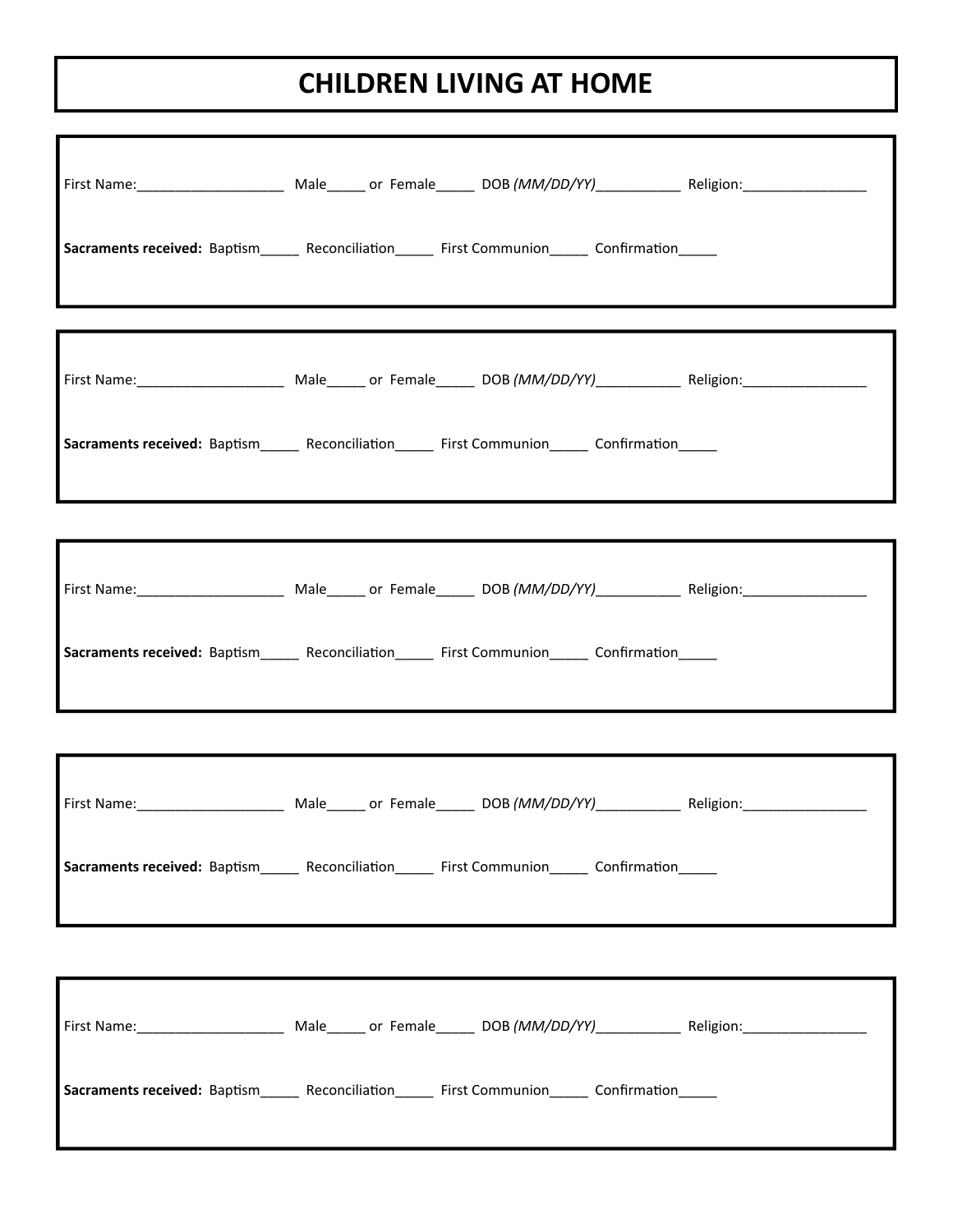# CHILDREN LIVING AT HOME

First Name:___________________ Male_____ or Female_____ DOB *(MM/DD/YY)*___________ Religion:________________

**Sacraments received:** Baptism_____ Reconciliation_____ First Communion_____ Confirmation_____

---

First Name:___________________ Male_____ or Female_____ DOB *(MM/DD/YY)*___________ Religion:________________

**Sacraments received:** Baptism_____ Reconciliation_____ First Communion_____ Confirmation_____

---

First Name:___________________ Male_____ or Female_____ DOB *(MM/DD/YY)*___________ Religion:________________

**Sacraments received:** Baptism_____ Reconciliation_____ First Communion_____ Confirmation_____

---

First Name:___________________ Male_____ or Female_____ DOB *(MM/DD/YY)*___________ Religion:________________

**Sacraments received:** Baptism_____ Reconciliation_____ First Communion_____ Confirmation_____

---

First Name:___________________ Male_____ or Female_____ DOB *(MM/DD/YY)*___________ Religion:________________

**Sacraments received:** Baptism_____ Reconciliation_____ First Communion_____ Confirmation_____